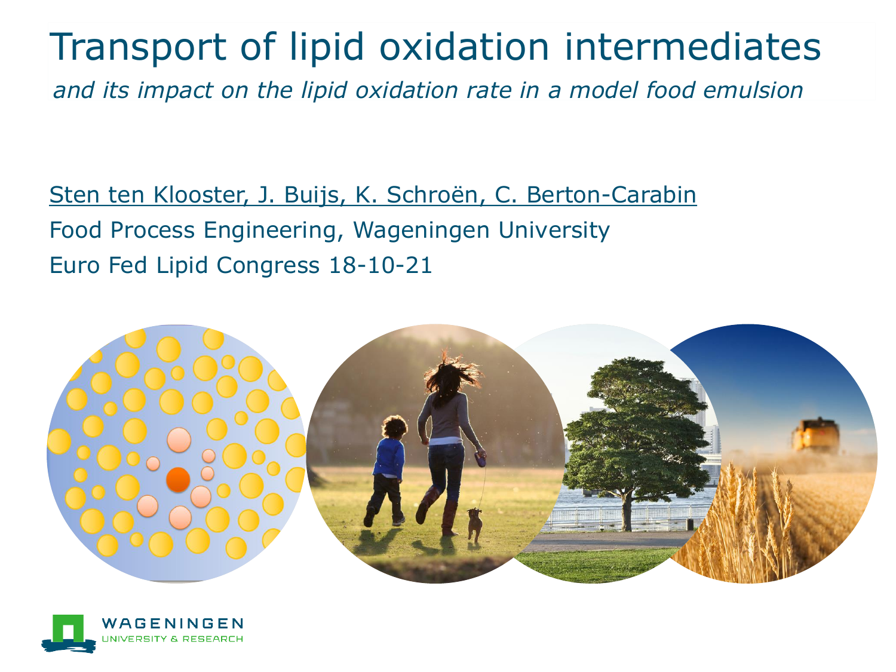# Transport of lipid oxidation intermediates

*and its impact on the lipid oxidation rate in a model food emulsion*

Sten ten Klooster, J. Buijs, K. Schroën, C. Berton-Carabin

Food Process Engineering, Wageningen University

Euro Fed Lipid Congress 18-10-21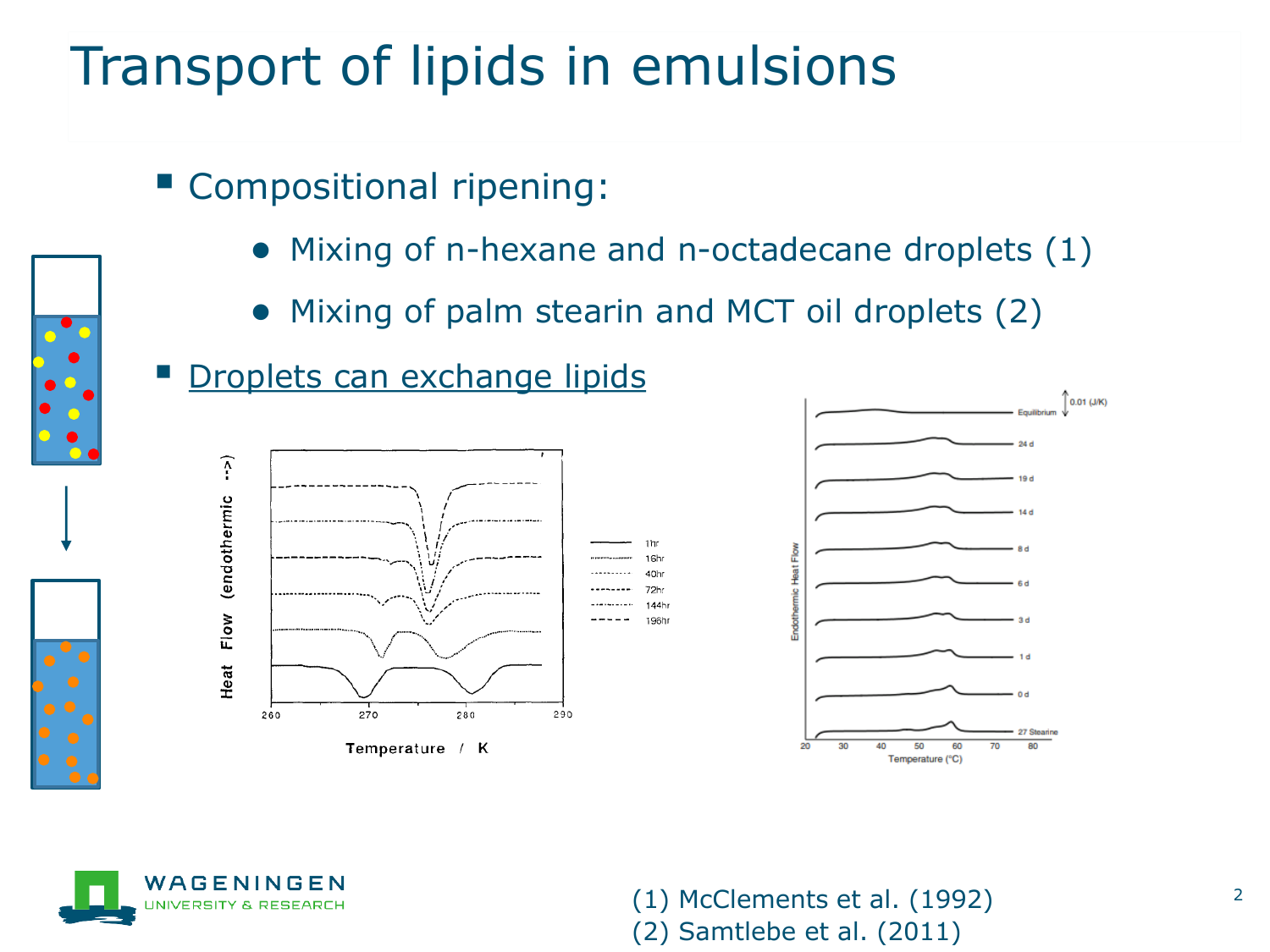# Transport of lipids in emulsions

- Compositional ripening:
  - Mixing of n-hexane and n-octadecane droplets (1)
  - Mixing of palm stearin and MCT oil droplets (2)
- Droplets can exchange lipids

(1) McClements et al. (1992)
(2) Samtlebe et al. (2011)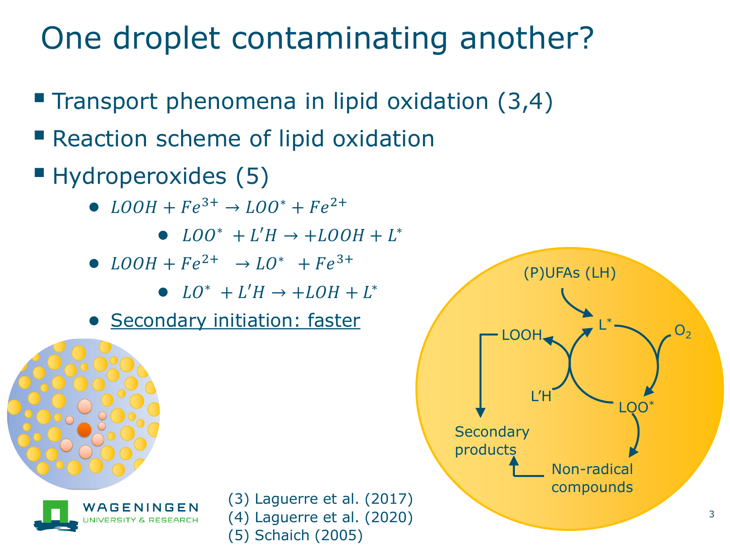# One droplet contaminating another?

- Transport phenomena in lipid oxidation (3,4)
- Reaction scheme of lipid oxidation
- Hydroperoxides (5)
  - $LOOH + Fe^{3+} \rightarrow LOO^{*} + Fe^{2+}$
    - $LOO^{*} + L'H \rightarrow +LOOH + L^{*}$
  - $LOOH + Fe^{2+} \rightarrow LO^{*} + Fe^{3+}$
    - $LO^{*} + L'H \rightarrow +LOH + L^{*}$
  - Secondary initiation: faster

(P)UFAs (LH)

$L^{*}$

$O_2$

LOOH

L'H

$LOO^{*}$

Secondary products

Non-radical compounds

(3) Laguerre et al. (2017)
(4) Laguerre et al. (2020)
(5) Schaich (2005)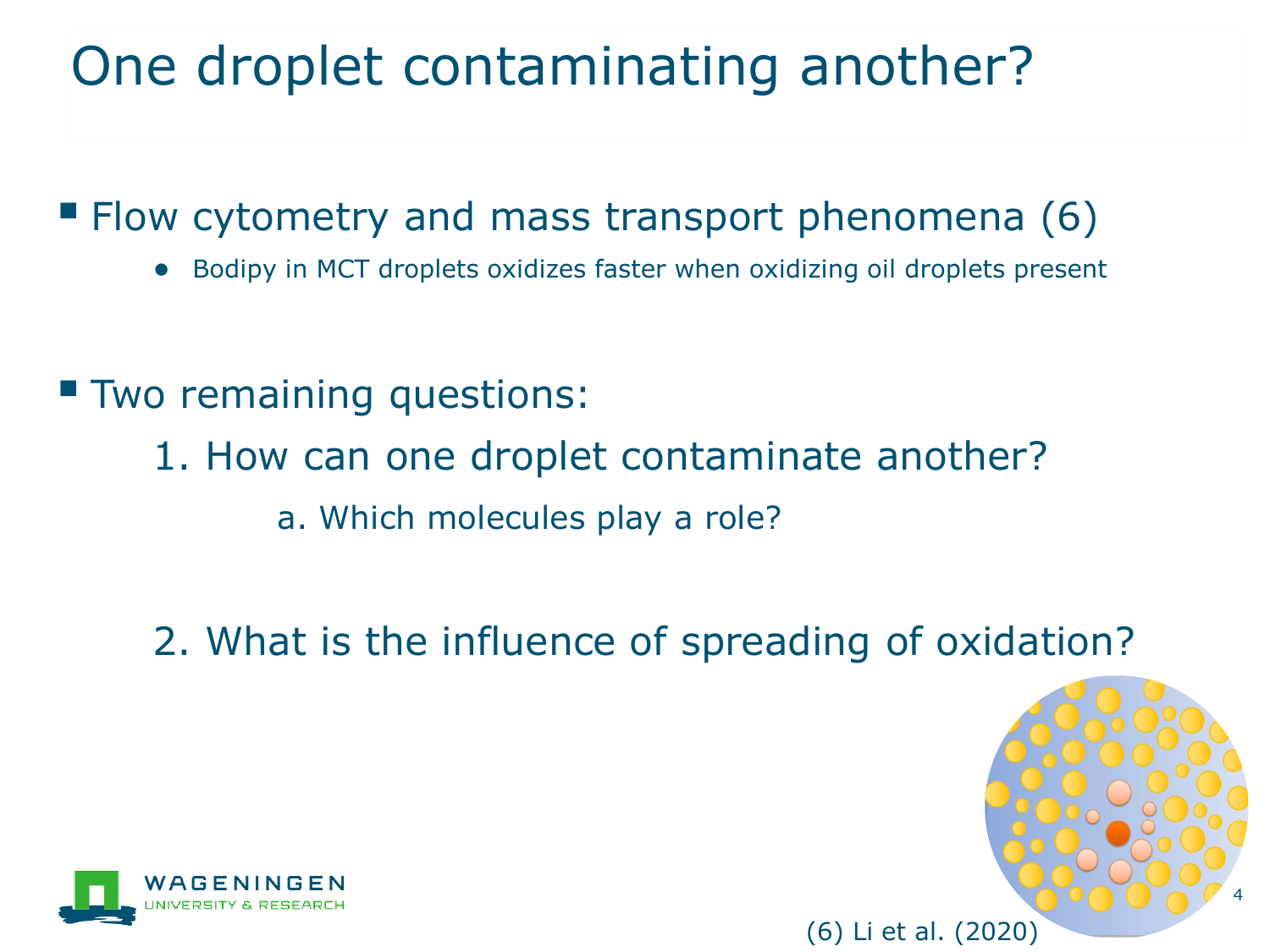# One droplet contaminating another?

- Flow cytometry and mass transport phenomena (6)
  - Bodipy in MCT droplets oxidizes faster when oxidizing oil droplets present

- Two remaining questions:
  1. How can one droplet contaminate another?
     a. Which molecules play a role?
  2. What is the influence of spreading of oxidation?

(6) Li et al. (2020)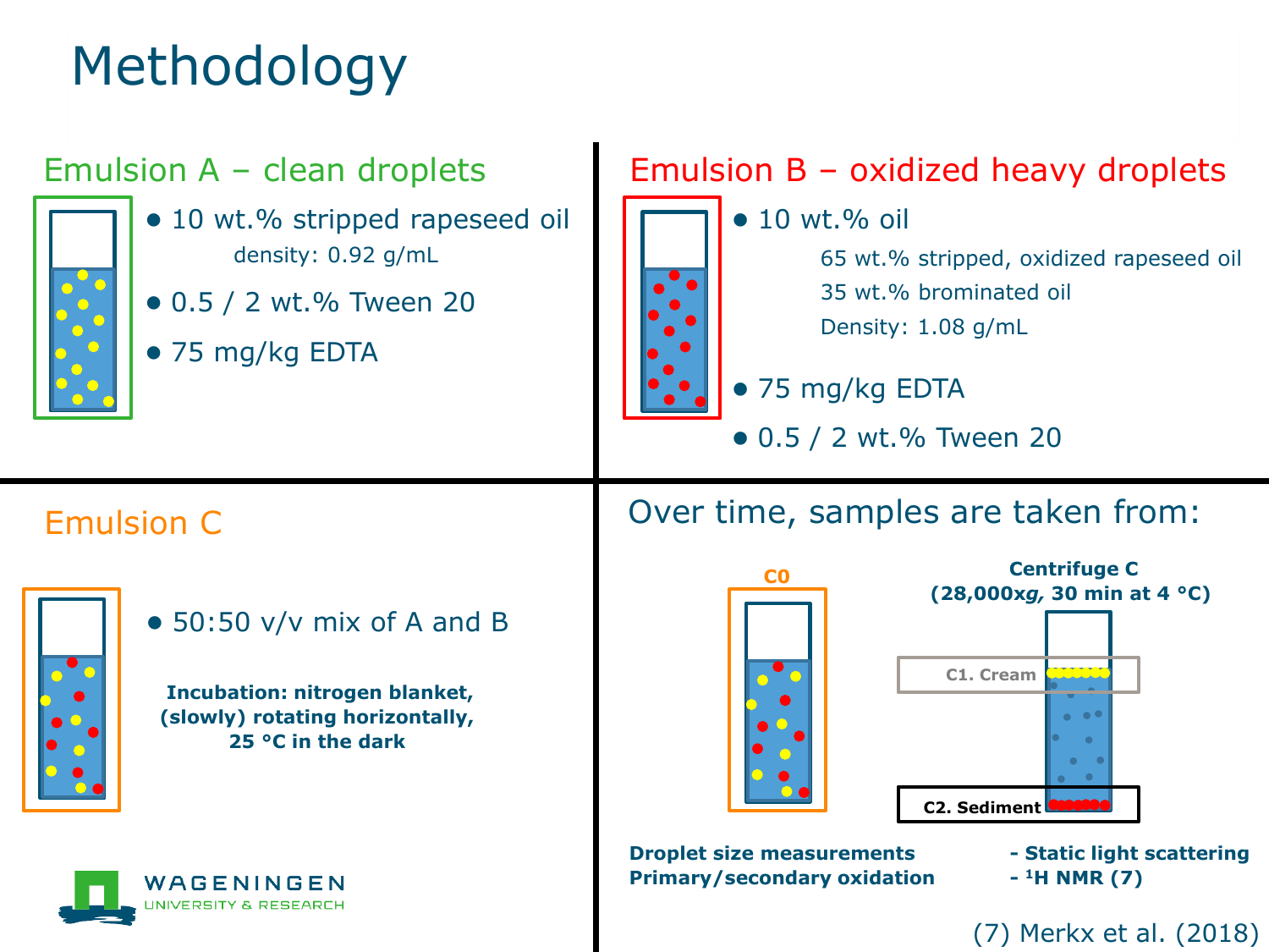# Methodology

## Emulsion A – clean droplets

- 10 wt.% stripped rapeseed oil
  density: 0.92 g/mL
- 0.5 / 2 wt.% Tween 20
- 75 mg/kg EDTA

## Emulsion B – oxidized heavy droplets

- 10 wt.% oil
  65 wt.% stripped, oxidized rapeseed oil
  35 wt.% brominated oil
  Density: 1.08 g/mL
- 75 mg/kg EDTA
- 0.5 / 2 wt.% Tween 20

## Emulsion C

- 50:50 v/v mix of A and B

**Incubation: nitrogen blanket, (slowly) rotating horizontally, 25 °C in the dark**

## Over time, samples are taken from:

C0

**Centrifuge C (28,000x*g*, 30 min at 4 °C)**

C1. Cream

C2. Sediment

**Droplet size measurements** **- Static light scattering**

**Primary/secondary oxidation** **- $^1$H NMR (7)**

(7) Merkx et al. (2018)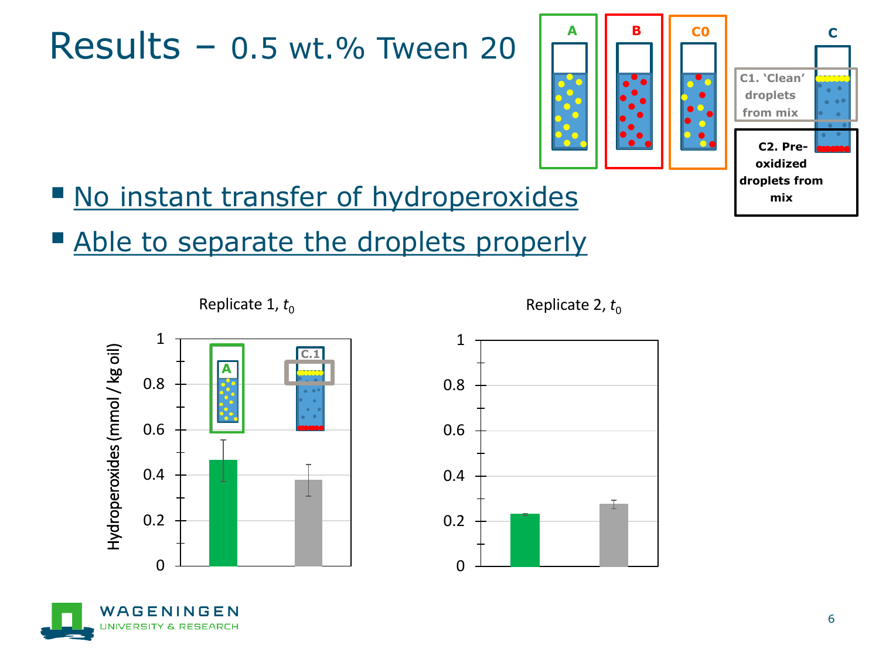# Results – 0.5 wt.% Tween 20

A | B | C0 | C

C1. 'Clean' droplets from mix

C2. Pre-oxidized droplets from mix

- No instant transfer of hydroperoxides
- Able to separate the droplets properly

Replicate 1, $t_0$

Replicate 2, $t_0$

Hydroperoxides (mmol / kg oil)

A | C.1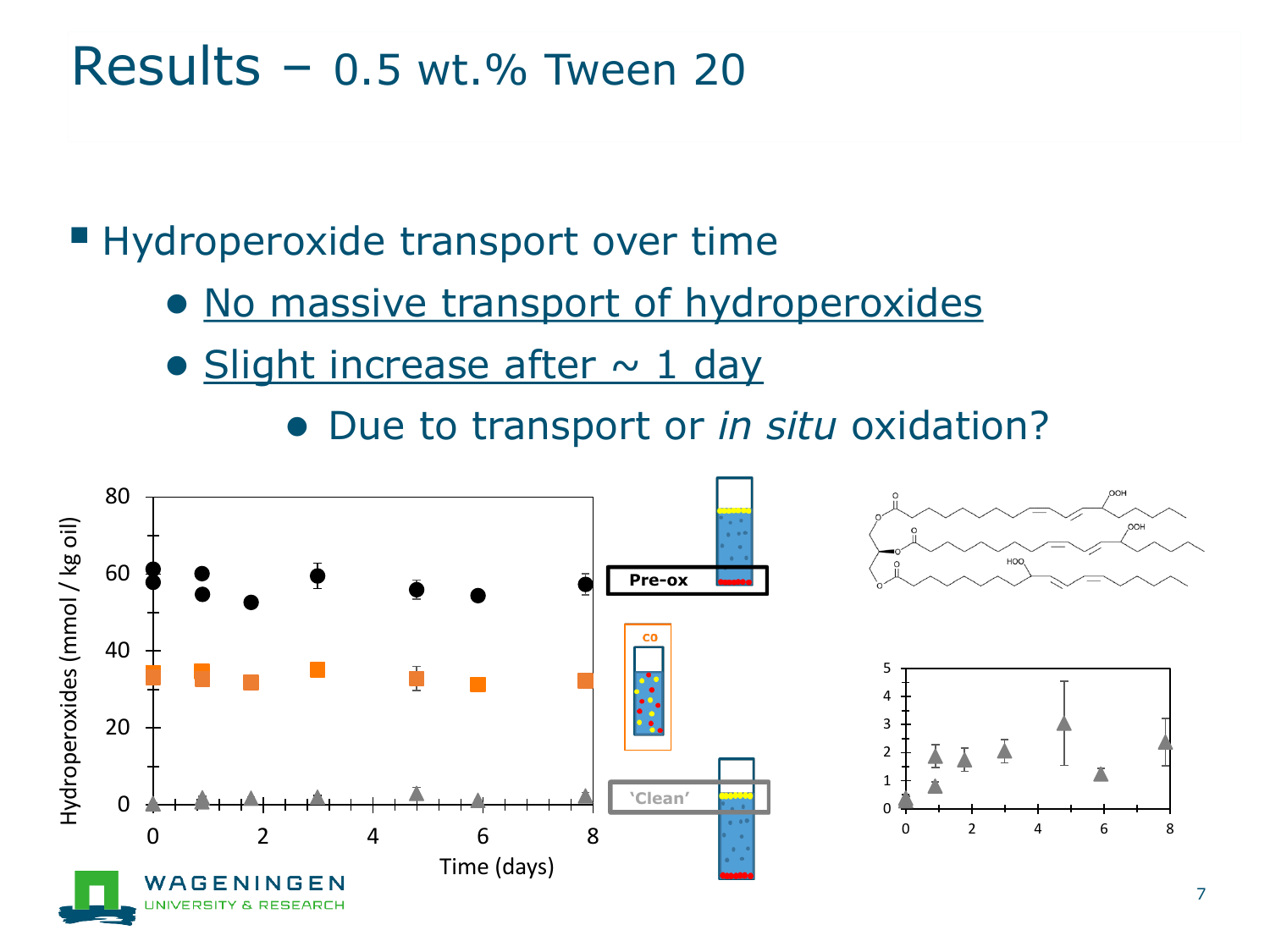# Results – 0.5 wt.% Tween 20

- Hydroperoxide transport over time
  - No massive transport of hydroperoxides
  - Slight increase after ~ 1 day
    - Due to transport or *in situ* oxidation?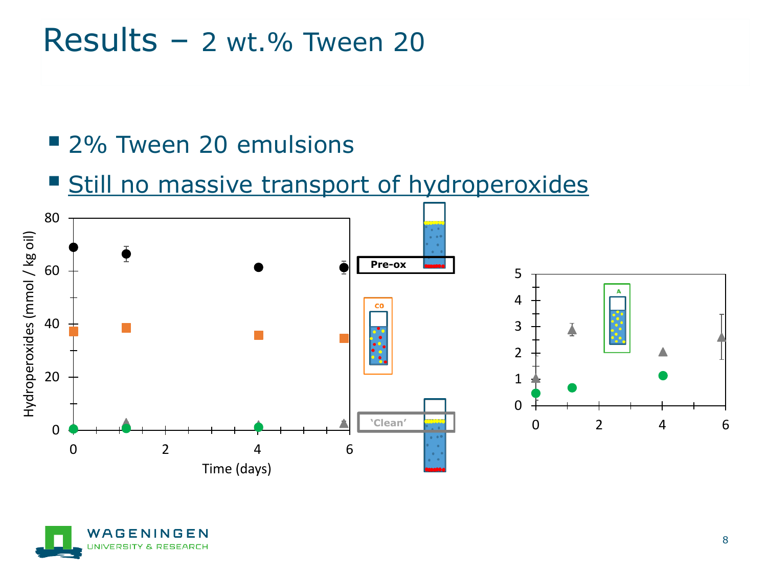# Results – 2 wt.% Tween 20

- 2% Tween 20 emulsions
- Still no massive transport of hydroperoxides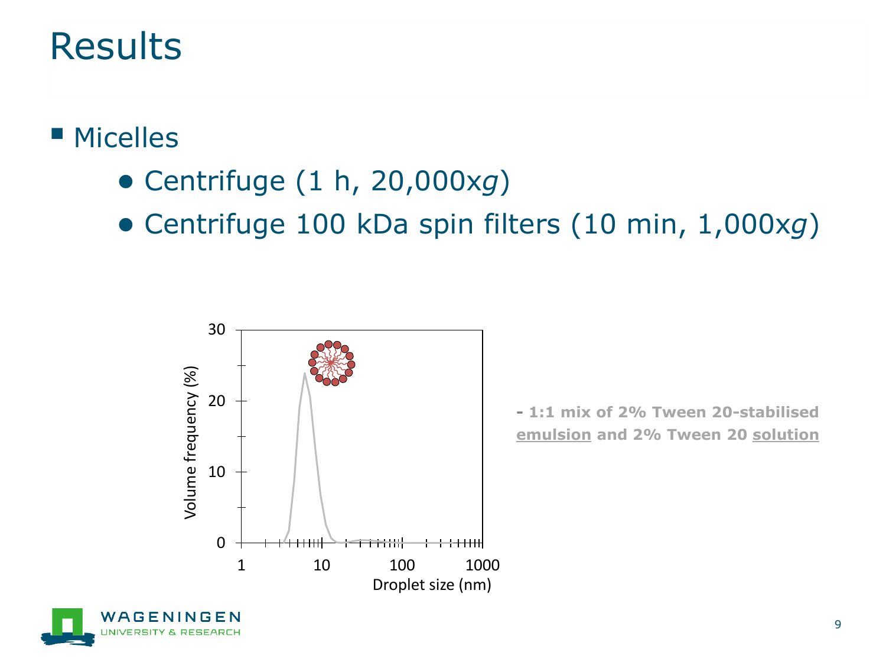# Results

- Micelles
  - Centrifuge (1 h, 20,000x*g*)
  - Centrifuge 100 kDa spin filters (10 min, 1,000x*g*)

Volume frequency (%)

Droplet size (nm)

**- 1:1 mix of 2% Tween 20-stabilised emulsion and 2% Tween 20 solution**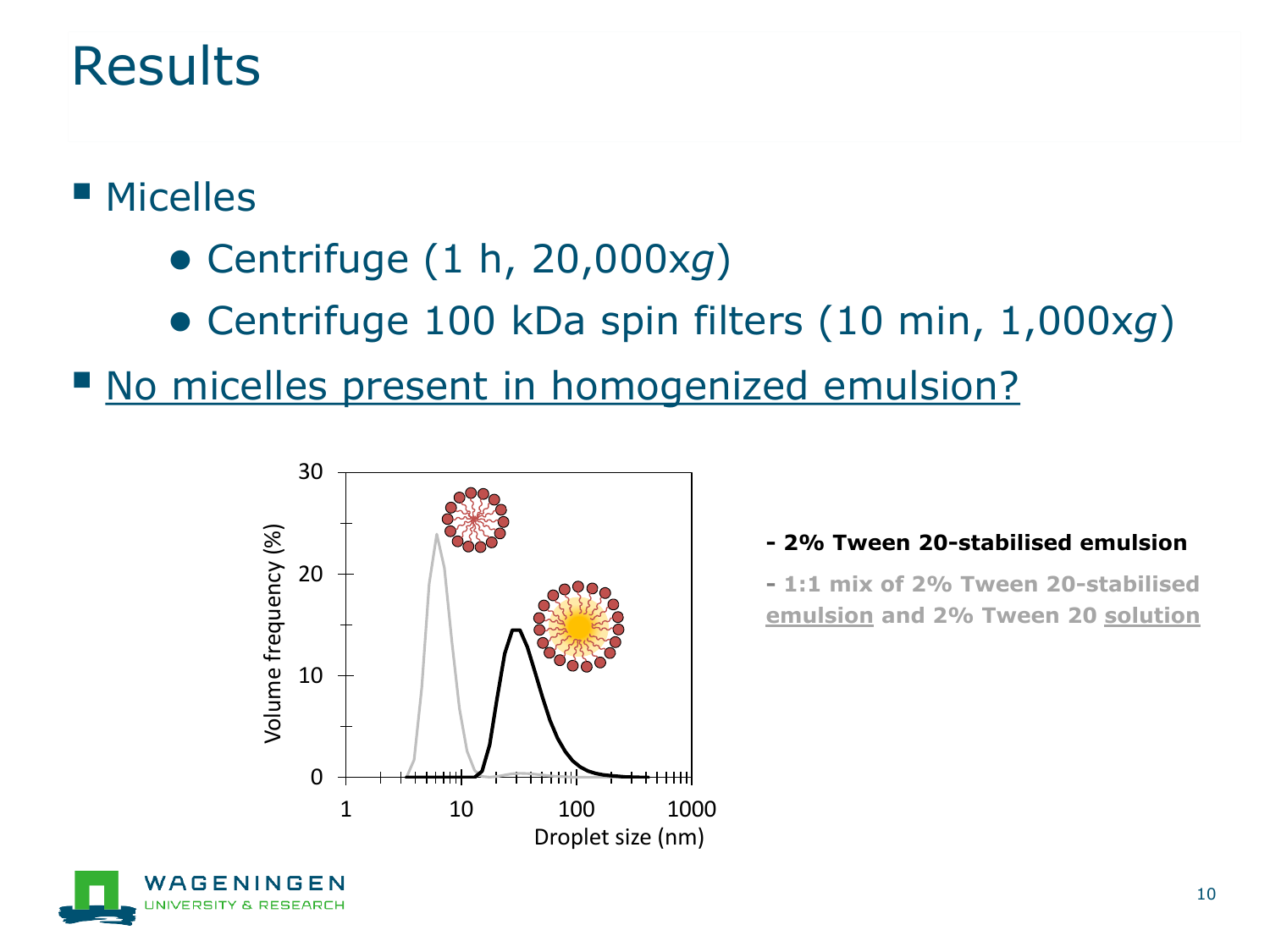# Results

- Micelles
  - Centrifuge (1 h, 20,000x*g*)
  - Centrifuge 100 kDa spin filters (10 min, 1,000x*g*)
- No micelles present in homogenized emulsion?

**- 2% Tween 20-stabilised emulsion**

**- 1:1 mix of 2% Tween 20-stabilised emulsion and 2% Tween 20 solution**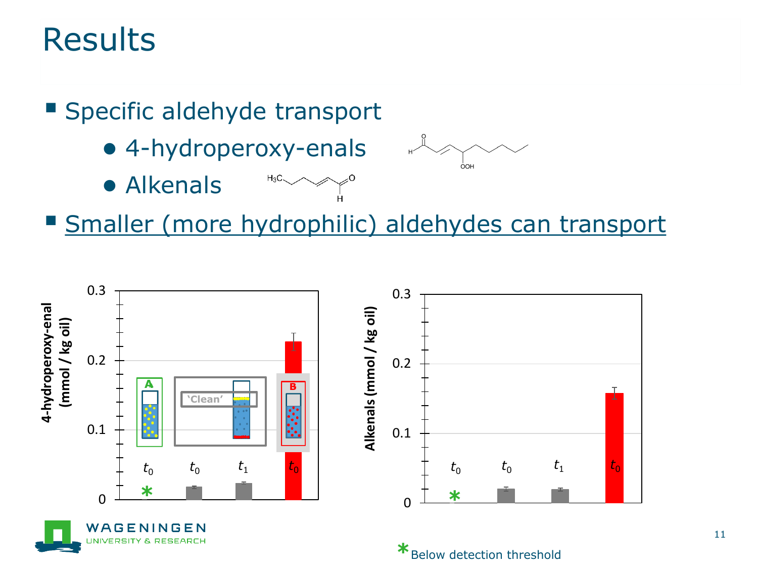# Results

- Specific aldehyde transport
  - 4-hydroperoxy-enals
  - Alkenals
- Smaller (more hydrophilic) aldehydes can transport

4-hydroperoxy-enal (mmol / kg oil)

A | 'Clean' | B

$t_0$ | $t_0$ | $t_1$ | $t_0$

Alkenals (mmol / kg oil)

$t_0$ | $t_0$ | $t_1$ | $t_0$

* Below detection threshold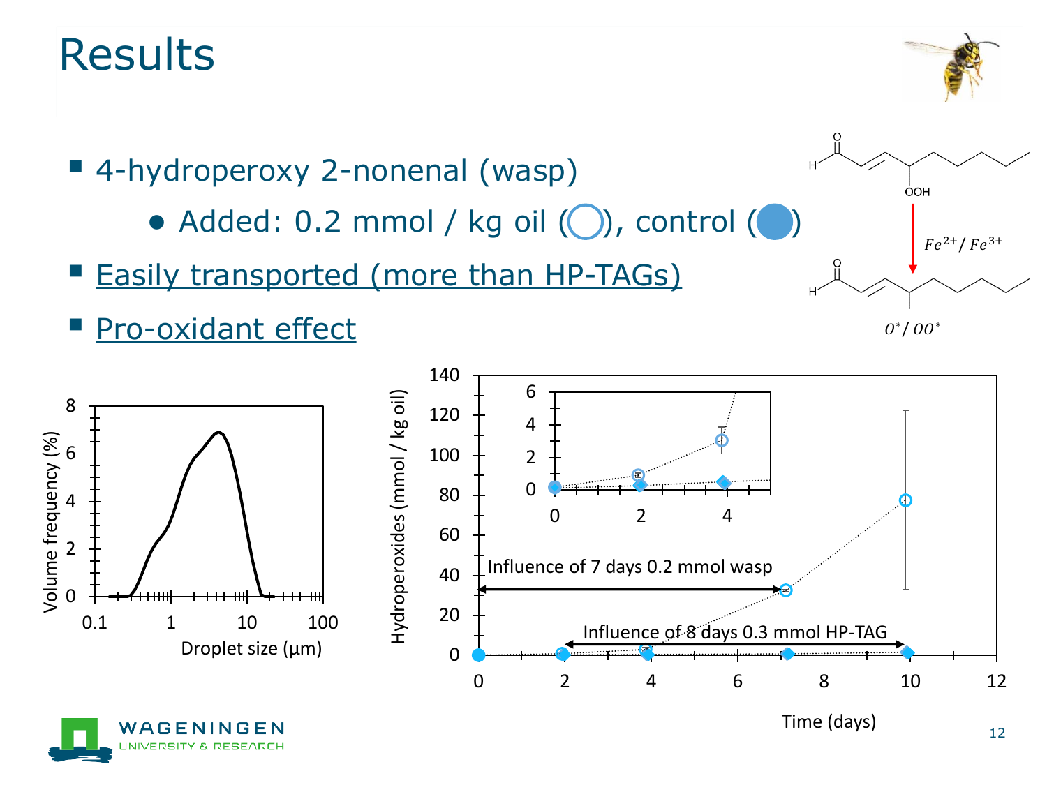# Results

- 4-hydroperoxy 2-nonenal (wasp)
  - Added: 0.2 mmol / kg oil (○), control (●)
- Easily transported (more than HP-TAGs)
- Pro-oxidant effect

$Fe^{2+}/Fe^{3+}$

$O^{*}/OO^{*}$

Volume frequency (%) vs. Droplet size (µm)

Hydroperoxides (mmol / kg oil) vs. Time (days)

Influence of 7 days 0.2 mmol wasp

Influence of 8 days 0.3 mmol HP-TAG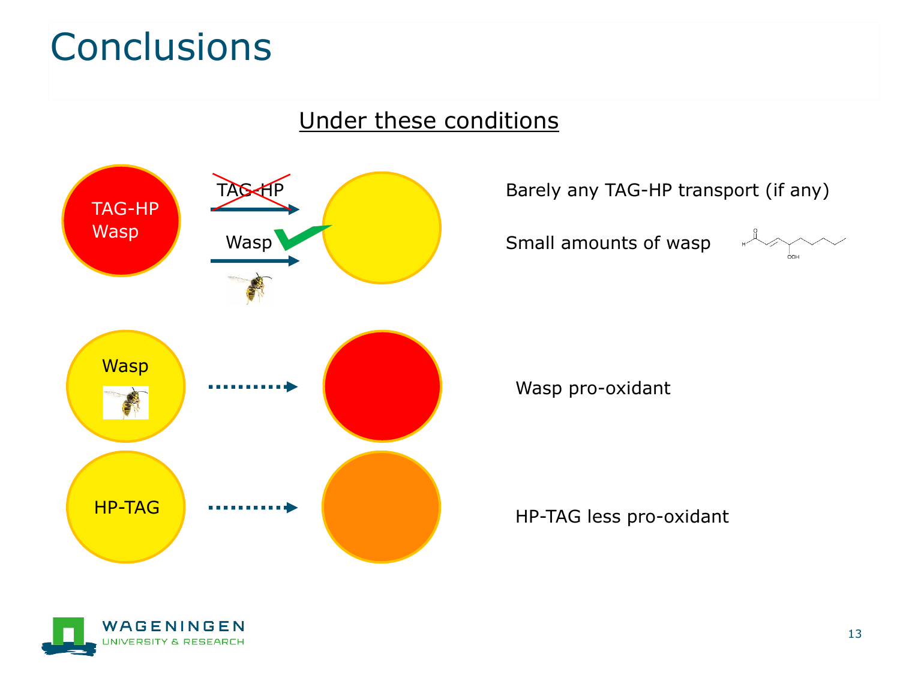# Conclusions

Under these conditions

TAG-HP
Wasp

~~TAG-HP~~

Wasp

Barely any TAG-HP transport (if any)

Small amounts of wasp

Wasp

Wasp pro-oxidant

HP-TAG

HP-TAG less pro-oxidant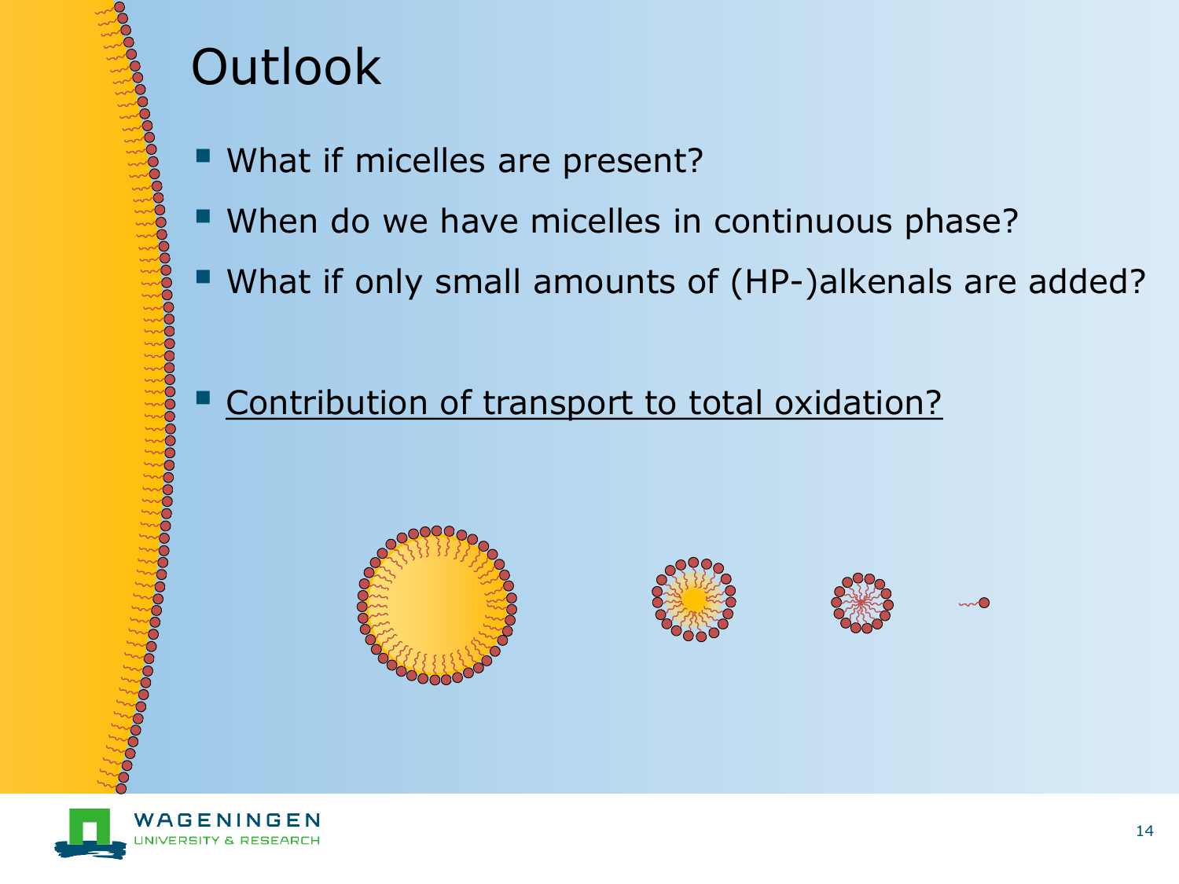# Outlook

- What if micelles are present?
- When do we have micelles in continuous phase?
- What if only small amounts of (HP-)alkenals are added?

- <u>Contribution of transport to total oxidation?</u>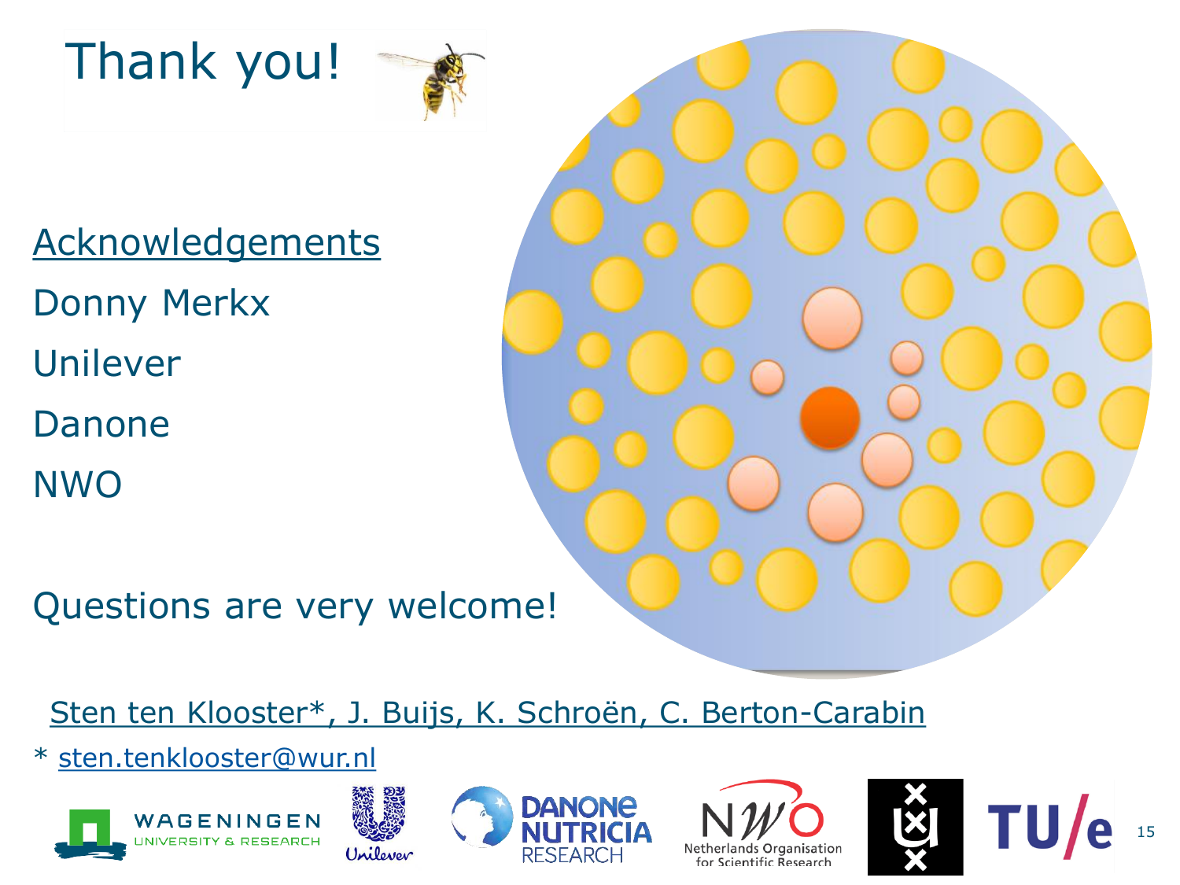# Thank you!

Acknowledgements

Donny Merkx

Unilever

Danone

NWO

Questions are very welcome!

Sten ten Klooster*, J. Buijs, K. Schroën, C. Berton-Carabin

* sten.tenklooster@wur.nl